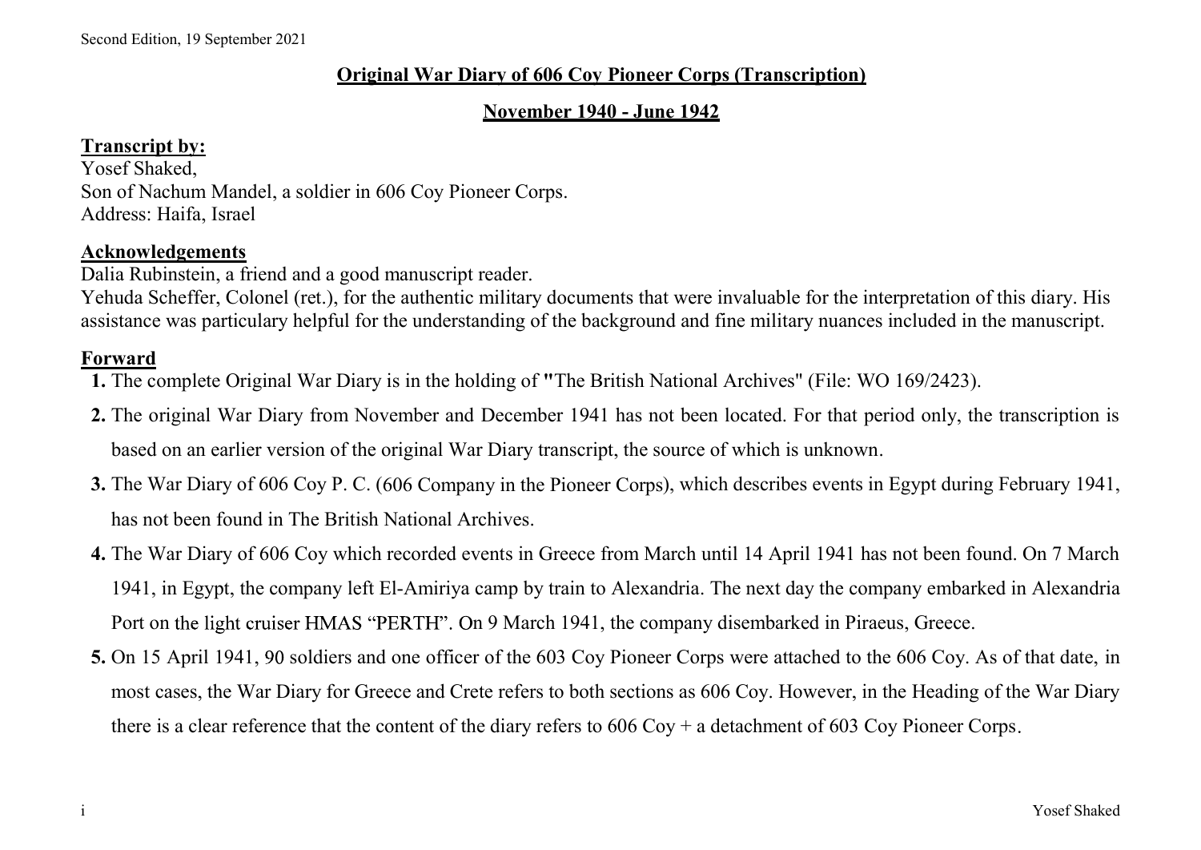Second Edition, 19 September 2021

# Original War Diary of 606 Coy Pioneer Corps (Transcription)

## November 1940 - June 1942

**Transcript by:**
Yosef Shaked,
Son of Nachum Mandel, a soldier in 606 Coy Pioneer Corps.
Address: Haifa, Israel

**Acknowledgements**
Dalia Rubinstein, a friend and a good manuscript reader.
Yehuda Scheffer, Colonel (ret.), for the authentic military documents that were invaluable for the interpretation of this diary. His assistance was particulary helpful for the understanding of the background and fine military nuances included in the manuscript.

**Forward**

1. The complete Original War Diary is in the holding of "The British National Archives" (File: WO 169/2423).
2. The original War Diary from November and December 1941 has not been located. For that period only, the transcription is based on an earlier version of the original War Diary transcript, the source of which is unknown.
3. The War Diary of 606 Coy P. C. (606 Company in the Pioneer Corps), which describes events in Egypt during February 1941, has not been found in The British National Archives.
4. The War Diary of 606 Coy which recorded events in Greece from March until 14 April 1941 has not been found. On 7 March 1941, in Egypt, the company left El-Amiriya camp by train to Alexandria. The next day the company embarked in Alexandria Port on the light cruiser HMAS "PERTH". On 9 March 1941, the company disembarked in Piraeus, Greece.
5. On 15 April 1941, 90 soldiers and one officer of the 603 Coy Pioneer Corps were attached to the 606 Coy. As of that date, in most cases, the War Diary for Greece and Crete refers to both sections as 606 Coy. However, in the Heading of the War Diary there is a clear reference that the content of the diary refers to 606 Coy + a detachment of 603 Coy Pioneer Corps.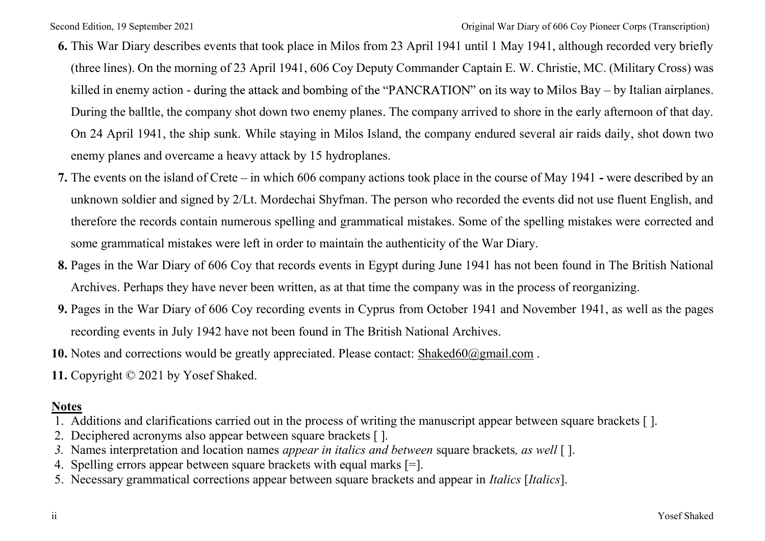6. This War Diary describes events that took place in Milos from 23 April 1941 until 1 May 1941, although recorded very briefly (three lines). On the morning of 23 April 1941, 606 Coy Deputy Commander Captain E. W. Christie, MC. (Military Cross) was killed in enemy action - during the attack and bombing of the "PANCRATION" on its way to Milos Bay – by Italian airplanes. During the balltle, the company shot down two enemy planes. The company arrived to shore in the early afternoon of that day. On 24 April 1941, the ship sunk. While staying in Milos Island, the company endured several air raids daily, shot down two enemy planes and overcame a heavy attack by 15 hydroplanes.
7. The events on the island of Crete – in which 606 company actions took place in the course of May 1941 - were described by an unknown soldier and signed by 2/Lt. Mordechai Shyfman. The person who recorded the events did not use fluent English, and therefore the records contain numerous spelling and grammatical mistakes. Some of the spelling mistakes were corrected and some grammatical mistakes were left in order to maintain the authenticity of the War Diary.
8. Pages in the War Diary of 606 Coy that records events in Egypt during June 1941 has not been found in The British National Archives. Perhaps they have never been written, as at that time the company was in the process of reorganizing.
9. Pages in the War Diary of 606 Coy recording events in Cyprus from October 1941 and November 1941, as well as the pages recording events in July 1942 have not been found in The British National Archives.
10. Notes and corrections would be greatly appreciated. Please contact: Shaked60@gmail.com .
11. Copyright © 2021 by Yosef Shaked.

**Notes**

1. Additions and clarifications carried out in the process of writing the manuscript appear between square brackets [ ].
2. Deciphered acronyms also appear between square brackets [ ].
3. Names interpretation and location names *appear in italics and between* square brackets*, as well* [ ].
4. Spelling errors appear between square brackets with equal marks [=].
5. Necessary grammatical corrections appear between square brackets and appear in *Italics* [*Italics*].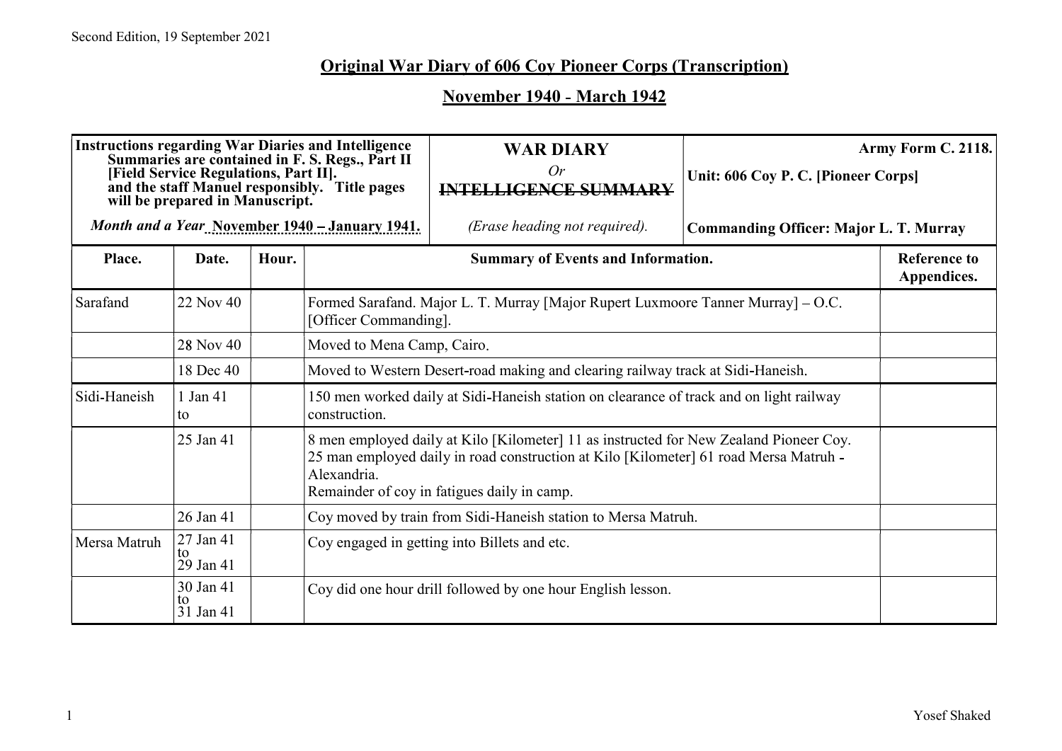## Original War Diary of 606 Coy Pioneer Corps (Transcription)

## November 1940 - March 1942

| Instructions regarding War Diaries and Intelligence Summaries are contained in F. S. Regs., Part II [Field Service Regulations, Part II]. and the staff Manuel responsibly. Title pages will be prepared in Manuscript. | | | **WAR DIARY** *Or* ~~INTELLIGENCE SUMMARY~~ | **Army Form C. 2118.** Unit: 606 Coy P. C. [Pioneer Corps] | |
|---|---|---|---|---|---|
| *Month and a Year* **November 1940 – January 1941.** | | | *(Erase heading not required).* | **Commanding Officer: Major L. T. Murray** | |
| **Place.** | **Date.** | **Hour.** | **Summary of Events and Information.** | | **Reference to Appendices.** |
| Sarafand | 22 Nov 40 | | Formed Sarafand. Major L. T. Murray [Major Rupert Luxmoore Tanner Murray] – O.C. [Officer Commanding]. | | |
| | 28 Nov 40 | | Moved to Mena Camp, Cairo. | | |
| | 18 Dec 40 | | Moved to Western Desert-road making and clearing railway track at Sidi-Haneish. | | |
| Sidi-Haneish | 1 Jan 41 to | | 150 men worked daily at Sidi-Haneish station on clearance of track and on light railway construction. | | |
| | 25 Jan 41 | | 8 men employed daily at Kilo [Kilometer] 11 as instructed for New Zealand Pioneer Coy. 25 man employed daily in road construction at Kilo [Kilometer] 61 road Mersa Matruh - Alexandria. Remainder of coy in fatigues daily in camp. | | |
| | 26 Jan 41 | | Coy moved by train from Sidi-Haneish station to Mersa Matruh. | | |
| Mersa Matruh | 27 Jan 41 to 29 Jan 41 | | Coy engaged in getting into Billets and etc. | | |
| | 30 Jan 41 to 31 Jan 41 | | Coy did one hour drill followed by one hour English lesson. | | |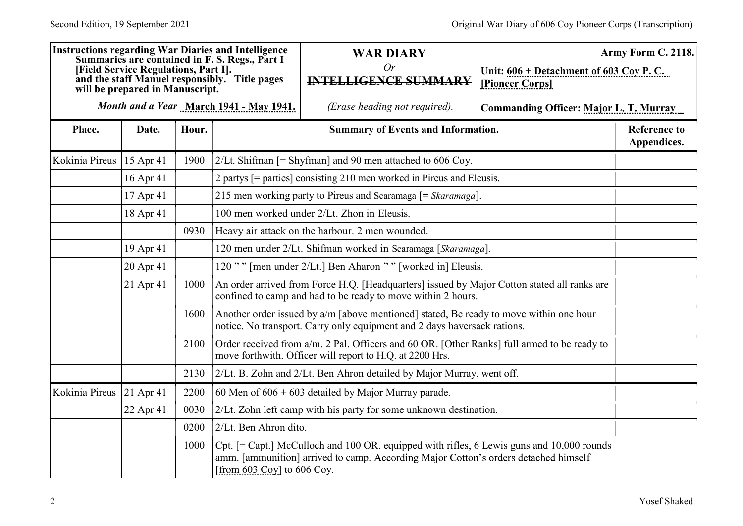| **Instructions regarding War Diaries and Intelligence Summaries are contained in F. S. Regs., Part I [Field Service Regulations, Part I]. and the staff Manuel responsibly. Title pages will be prepared in Manuscript.** | **WAR DIARY** *Or* ~~**INTELLIGENCE SUMMARY**~~ | **Army Form C. 2118.** |
|---|---|---|
| ***Month and a Year* March 1941 - May 1941.** | *(Erase heading not required).* | **Unit: 606 + Detachment of 603 Coy P. C. [Pioneer Corps]** **Commanding Officer: Major L. T. Murray** |

| Place. | Date. | Hour. | Summary of Events and Information. | Reference to Appendices. |
|---|---|---|---|---|
| Kokinia Pireus | 15 Apr 41 | 1900 | 2/Lt. Shifman [= Shyfman] and 90 men attached to 606 Coy. | |
| | 16 Apr 41 | | 2 partys [= parties] consisting 210 men worked in Pireus and Eleusis. | |
| | 17 Apr 41 | | 215 men working party to Pireus and Scaramaga [= *Skaramaga*]. | |
| | 18 Apr 41 | | 100 men worked under 2/Lt. Zhon in Eleusis. | |
| | | 0930 | Heavy air attack on the harbour. 2 men wounded. | |
| | 19 Apr 41 | | 120 men under 2/Lt. Shifman worked in Scaramaga [*Skaramaga*]. | |
| | 20 Apr 41 | | 120 " " [men under 2/Lt.] Ben Aharon " " [worked in] Eleusis. | |
| | 21 Apr 41 | 1000 | An order arrived from Force H.Q. [Headquarters] issued by Major Cotton stated all ranks are confined to camp and had to be ready to move within 2 hours. | |
| | | 1600 | Another order issued by a/m [above mentioned] stated, Be ready to move within one hour notice. No transport. Carry only equipment and 2 days haversack rations. | |
| | | 2100 | Order received from a/m. 2 Pal. Officers and 60 OR. [Other Ranks] full armed to be ready to move forthwith. Officer will report to H.Q. at 2200 Hrs. | |
| | | 2130 | 2/Lt. B. Zohn and 2/Lt. Ben Ahron detailed by Major Murray, went off. | |
| Kokinia Pireus | 21 Apr 41 | 2200 | 60 Men of 606 + 603 detailed by Major Murray parade. | |
| | 22 Apr 41 | 0030 | 2/Lt. Zohn left camp with his party for some unknown destination. | |
| | | 0200 | 2/Lt. Ben Ahron dito. | |
| | | 1000 | Cpt. [= Capt.] McCulloch and 100 OR. equipped with rifles, 6 Lewis guns and 10,000 rounds amm. [ammunition] arrived to camp. According Major Cotton's orders detached himself [from 603 Coy] to 606 Coy. | |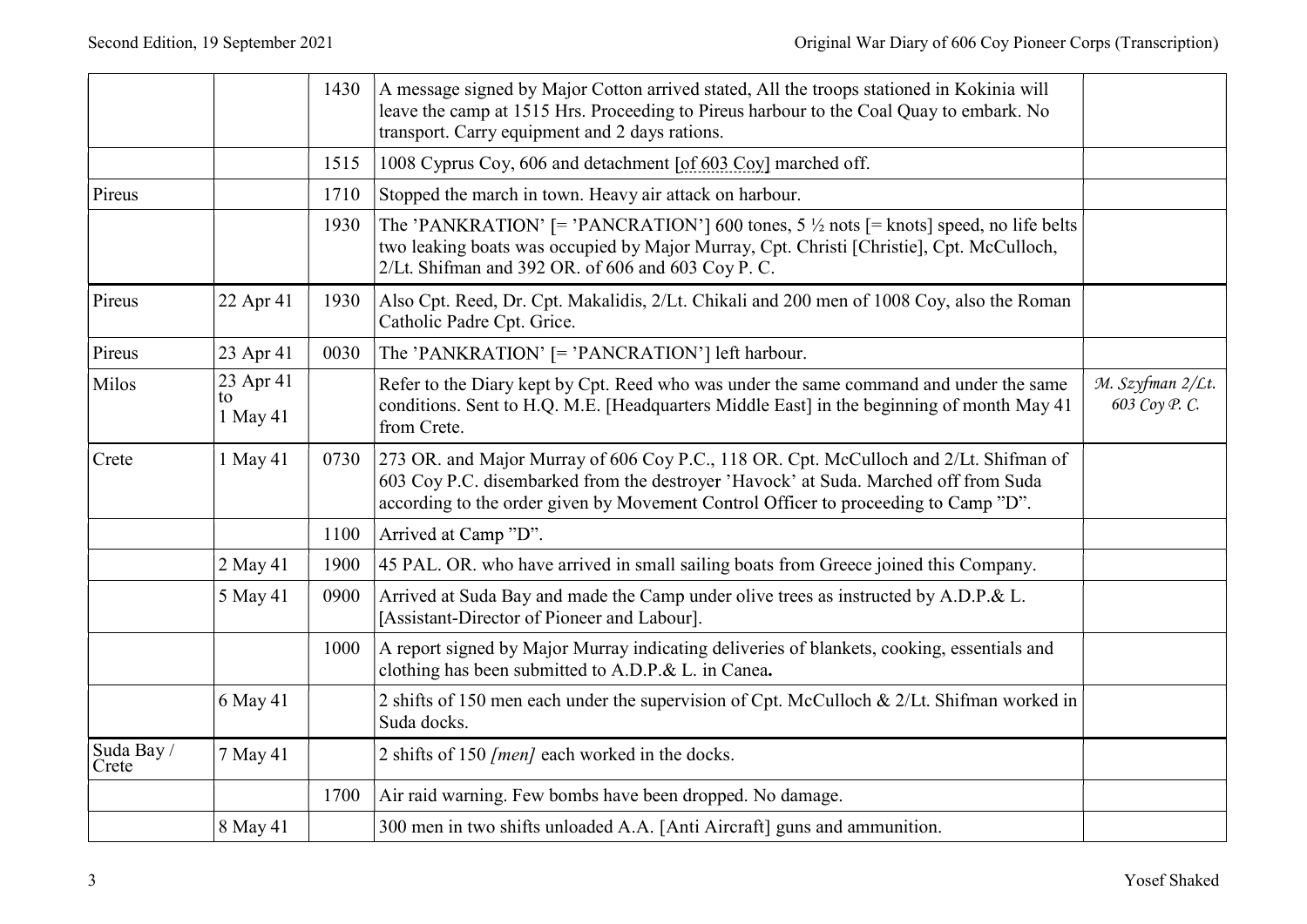| | | | | |
|---|---|---|---|---|
| | | 1430 | A message signed by Major Cotton arrived stated, All the troops stationed in Kokinia will leave the camp at 1515 Hrs. Proceeding to Pireus harbour to the Coal Quay to embark. No transport. Carry equipment and 2 days rations. | |
| | | 1515 | 1008 Cyprus Coy, 606 and detachment [of 603 Coy] marched off. | |
| Pireus | | 1710 | Stopped the march in town. Heavy air attack on harbour. | |
| | | 1930 | The 'PANKRATION' [= 'PANCRATION'] 600 tones, 5 ½ nots [= knots] speed, no life belts two leaking boats was occupied by Major Murray, Cpt. Christi [Christie], Cpt. McCulloch, 2/Lt. Shifman and 392 OR. of 606 and 603 Coy P. C. | |
| Pireus | 22 Apr 41 | 1930 | Also Cpt. Reed, Dr. Cpt. Makalidis, 2/Lt. Chikali and 200 men of 1008 Coy, also the Roman Catholic Padre Cpt. Grice. | |
| Pireus | 23 Apr 41 | 0030 | The 'PANKRATION' [= 'PANCRATION'] left harbour. | |
| Milos | 23 Apr 41 to 1 May 41 | | Refer to the Diary kept by Cpt. Reed who was under the same command and under the same conditions. Sent to H.Q. M.E. [Headquarters Middle East] in the beginning of month May 41 from Crete. | *M. Szyfman 2/Lt. 603 Coy P. C.* |
| Crete | 1 May 41 | 0730 | 273 OR. and Major Murray of 606 Coy P.C., 118 OR. Cpt. McCulloch and 2/Lt. Shifman of 603 Coy P.C. disembarked from the destroyer 'Havock' at Suda. Marched off from Suda according to the order given by Movement Control Officer to proceeding to Camp "D". | |
| | | 1100 | Arrived at Camp "D". | |
| | 2 May 41 | 1900 | 45 PAL. OR. who have arrived in small sailing boats from Greece joined this Company. | |
| | 5 May 41 | 0900 | Arrived at Suda Bay and made the Camp under olive trees as instructed by A.D.P.& L. [Assistant-Director of Pioneer and Labour]. | |
| | | 1000 | A report signed by Major Murray indicating deliveries of blankets, cooking, essentials and clothing has been submitted to A.D.P.& L. in Canea**.** | |
| | 6 May 41 | | 2 shifts of 150 men each under the supervision of Cpt. McCulloch & 2/Lt. Shifman worked in Suda docks. | |
| Suda Bay / Crete | 7 May 41 | | 2 shifts of 150 *[men]* each worked in the docks. | |
| | | 1700 | Air raid warning. Few bombs have been dropped. No damage. | |
| | 8 May 41 | | 300 men in two shifts unloaded A.A. [Anti Aircraft] guns and ammunition. | |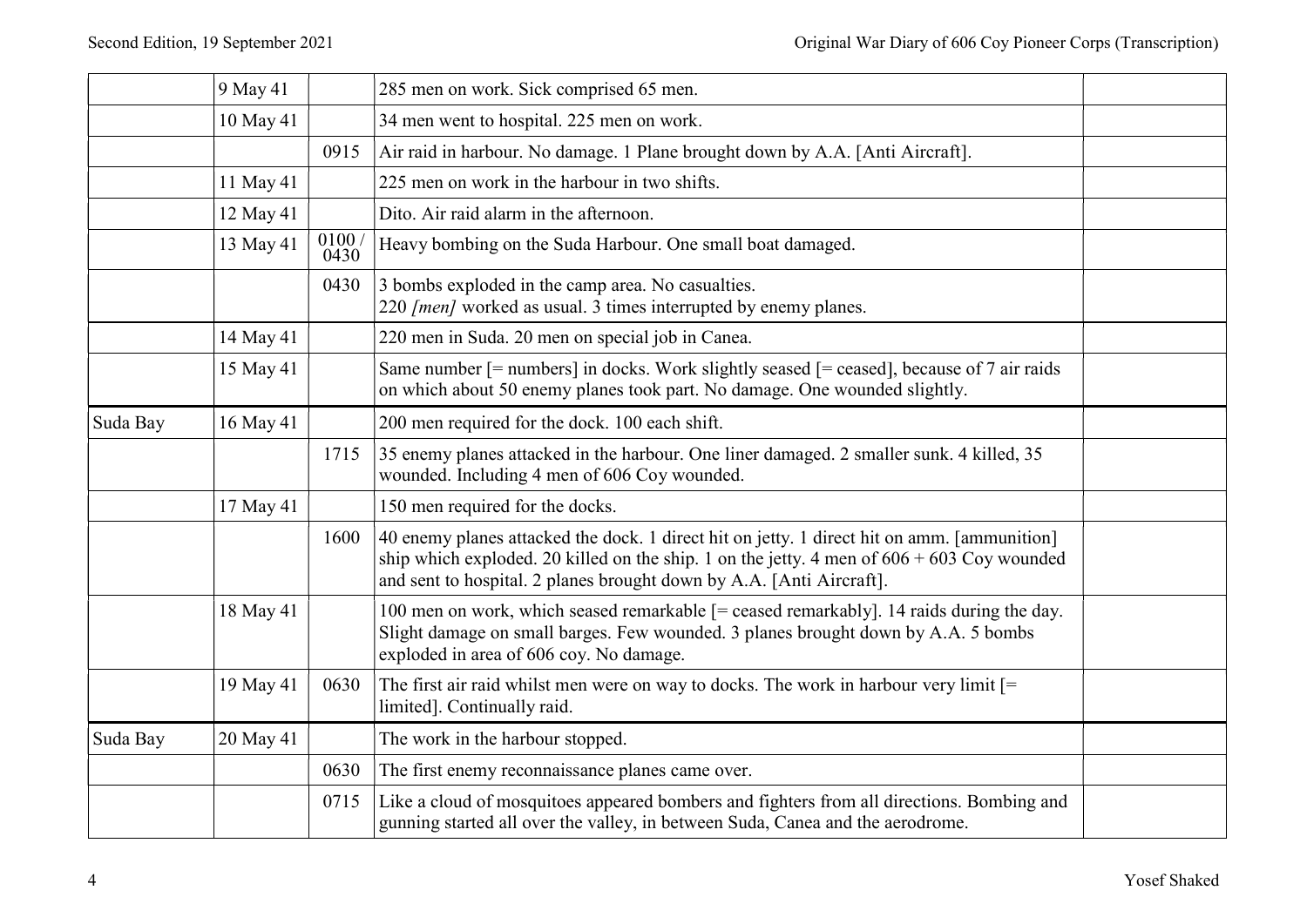| | | | | |
|---|---|---|---|---|
| | 9 May 41 | | 285 men on work. Sick comprised 65 men. | |
| | 10 May 41 | | 34 men went to hospital. 225 men on work. | |
| | | 0915 | Air raid in harbour. No damage. 1 Plane brought down by A.A. [Anti Aircraft]. | |
| | 11 May 41 | | 225 men on work in the harbour in two shifts. | |
| | 12 May 41 | | Dito. Air raid alarm in the afternoon. | |
| | 13 May 41 | 0100 / 0430 | Heavy bombing on the Suda Harbour. One small boat damaged. | |
| | | 0430 | 3 bombs exploded in the camp area. No casualties.<br>220 *[men]* worked as usual. 3 times interrupted by enemy planes. | |
| | 14 May 41 | | 220 men in Suda. 20 men on special job in Canea. | |
| | 15 May 41 | | Same number [= numbers] in docks. Work slightly seased [= ceased], because of 7 air raids on which about 50 enemy planes took part. No damage. One wounded slightly. | |
| Suda Bay | 16 May 41 | | 200 men required for the dock. 100 each shift. | |
| | | 1715 | 35 enemy planes attacked in the harbour. One liner damaged. 2 smaller sunk. 4 killed, 35 wounded. Including 4 men of 606 Coy wounded. | |
| | 17 May 41 | | 150 men required for the docks. | |
| | | 1600 | 40 enemy planes attacked the dock. 1 direct hit on jetty. 1 direct hit on amm. [ammunition] ship which exploded. 20 killed on the ship. 1 on the jetty. 4 men of 606 + 603 Coy wounded and sent to hospital. 2 planes brought down by A.A. [Anti Aircraft]. | |
| | 18 May 41 | | 100 men on work, which seased remarkable [= ceased remarkably]. 14 raids during the day. Slight damage on small barges. Few wounded. 3 planes brought down by A.A. 5 bombs exploded in area of 606 coy. No damage. | |
| | 19 May 41 | 0630 | The first air raid whilst men were on way to docks. The work in harbour very limit [= limited]. Continually raid. | |
| Suda Bay | 20 May 41 | | The work in the harbour stopped. | |
| | | 0630 | The first enemy reconnaissance planes came over. | |
| | | 0715 | Like a cloud of mosquitoes appeared bombers and fighters from all directions. Bombing and gunning started all over the valley, in between Suda, Canea and the aerodrome. | |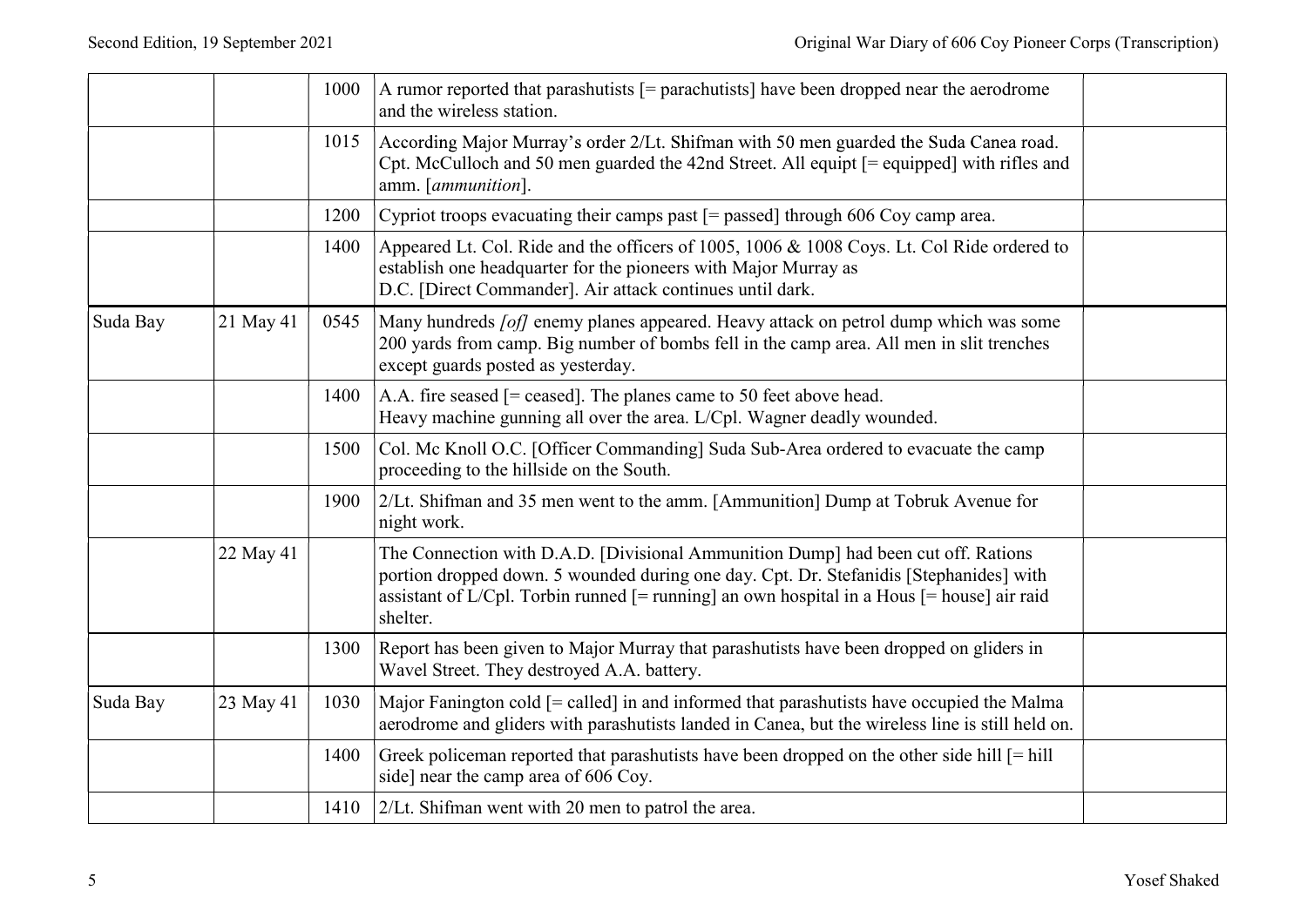| | | | | |
|---|---|---|---|---|
| | | 1000 | A rumor reported that parashutists [= parachutists] have been dropped near the aerodrome and the wireless station. | |
| | | 1015 | According Major Murray's order 2/Lt. Shifman with 50 men guarded the Suda Canea road. Cpt. McCulloch and 50 men guarded the 42nd Street. All equipt [= equipped] with rifles and amm. [*ammunition*]. | |
| | | 1200 | Cypriot troops evacuating their camps past [= passed] through 606 Coy camp area. | |
| | | 1400 | Appeared Lt. Col. Ride and the officers of 1005, 1006 & 1008 Coys. Lt. Col Ride ordered to establish one headquarter for the pioneers with Major Murray as D.C. [Direct Commander]. Air attack continues until dark. | |
| Suda Bay | 21 May 41 | 0545 | Many hundreds *[of]* enemy planes appeared. Heavy attack on petrol dump which was some 200 yards from camp. Big number of bombs fell in the camp area. All men in slit trenches except guards posted as yesterday. | |
| | | 1400 | A.A. fire seased [= ceased]. The planes came to 50 feet above head. Heavy machine gunning all over the area. L/Cpl. Wagner deadly wounded. | |
| | | 1500 | Col. Mc Knoll O.C. [Officer Commanding] Suda Sub-Area ordered to evacuate the camp proceeding to the hillside on the South. | |
| | | 1900 | 2/Lt. Shifman and 35 men went to the amm. [Ammunition] Dump at Tobruk Avenue for night work. | |
| | 22 May 41 | | The Connection with D.A.D. [Divisional Ammunition Dump] had been cut off. Rations portion dropped down. 5 wounded during one day. Cpt. Dr. Stefanidis [Stephanides] with assistant of L/Cpl. Torbin runned [= running] an own hospital in a Hous [= house] air raid shelter. | |
| | | 1300 | Report has been given to Major Murray that parashutists have been dropped on gliders in Wavel Street. They destroyed A.A. battery. | |
| Suda Bay | 23 May 41 | 1030 | Major Fanington cold [= called] in and informed that parashutists have occupied the Malma aerodrome and gliders with parashutists landed in Canea, but the wireless line is still held on. | |
| | | 1400 | Greek policeman reported that parashutists have been dropped on the other side hill [= hill side] near the camp area of 606 Coy. | |
| | | 1410 | 2/Lt. Shifman went with 20 men to patrol the area. | |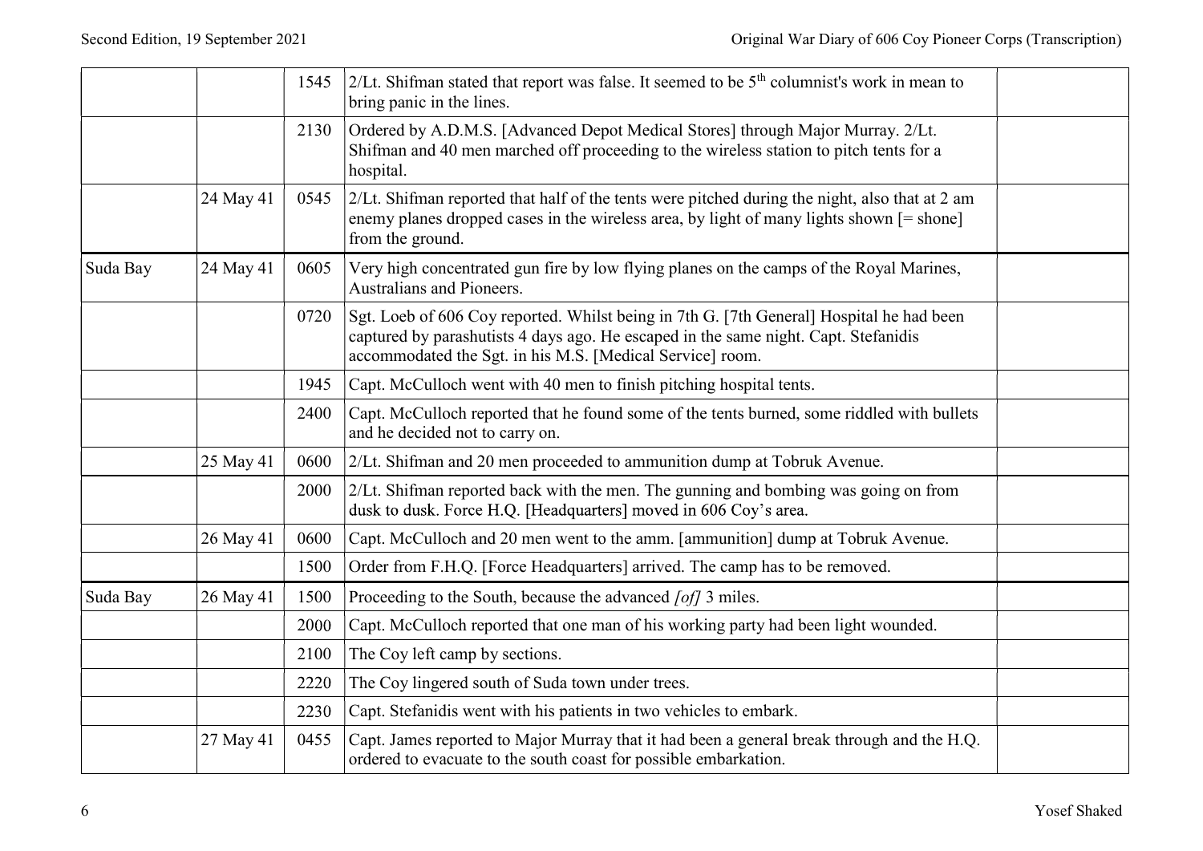| | | | | |
|---|---|---|---|---|
| | | 1545 | 2/Lt. Shifman stated that report was false. It seemed to be 5th columnist's work in mean to bring panic in the lines. | |
| | | 2130 | Ordered by A.D.M.S. [Advanced Depot Medical Stores] through Major Murray. 2/Lt. Shifman and 40 men marched off proceeding to the wireless station to pitch tents for a hospital. | |
| | 24 May 41 | 0545 | 2/Lt. Shifman reported that half of the tents were pitched during the night, also that at 2 am enemy planes dropped cases in the wireless area, by light of many lights shown [= shone] from the ground. | |
| Suda Bay | 24 May 41 | 0605 | Very high concentrated gun fire by low flying planes on the camps of the Royal Marines, Australians and Pioneers. | |
| | | 0720 | Sgt. Loeb of 606 Coy reported. Whilst being in 7th G. [7th General] Hospital he had been captured by parashutists 4 days ago. He escaped in the same night. Capt. Stefanidis accommodated the Sgt. in his M.S. [Medical Service] room. | |
| | | 1945 | Capt. McCulloch went with 40 men to finish pitching hospital tents. | |
| | | 2400 | Capt. McCulloch reported that he found some of the tents burned, some riddled with bullets and he decided not to carry on. | |
| | 25 May 41 | 0600 | 2/Lt. Shifman and 20 men proceeded to ammunition dump at Tobruk Avenue. | |
| | | 2000 | 2/Lt. Shifman reported back with the men. The gunning and bombing was going on from dusk to dusk. Force H.Q. [Headquarters] moved in 606 Coy's area. | |
| | 26 May 41 | 0600 | Capt. McCulloch and 20 men went to the amm. [ammunition] dump at Tobruk Avenue. | |
| | | 1500 | Order from F.H.Q. [Force Headquarters] arrived. The camp has to be removed. | |
| Suda Bay | 26 May 41 | 1500 | Proceeding to the South, because the advanced *[of]* 3 miles. | |
| | | 2000 | Capt. McCulloch reported that one man of his working party had been light wounded. | |
| | | 2100 | The Coy left camp by sections. | |
| | | 2220 | The Coy lingered south of Suda town under trees. | |
| | | 2230 | Capt. Stefanidis went with his patients in two vehicles to embark. | |
| | 27 May 41 | 0455 | Capt. James reported to Major Murray that it had been a general break through and the H.Q. ordered to evacuate to the south coast for possible embarkation. | |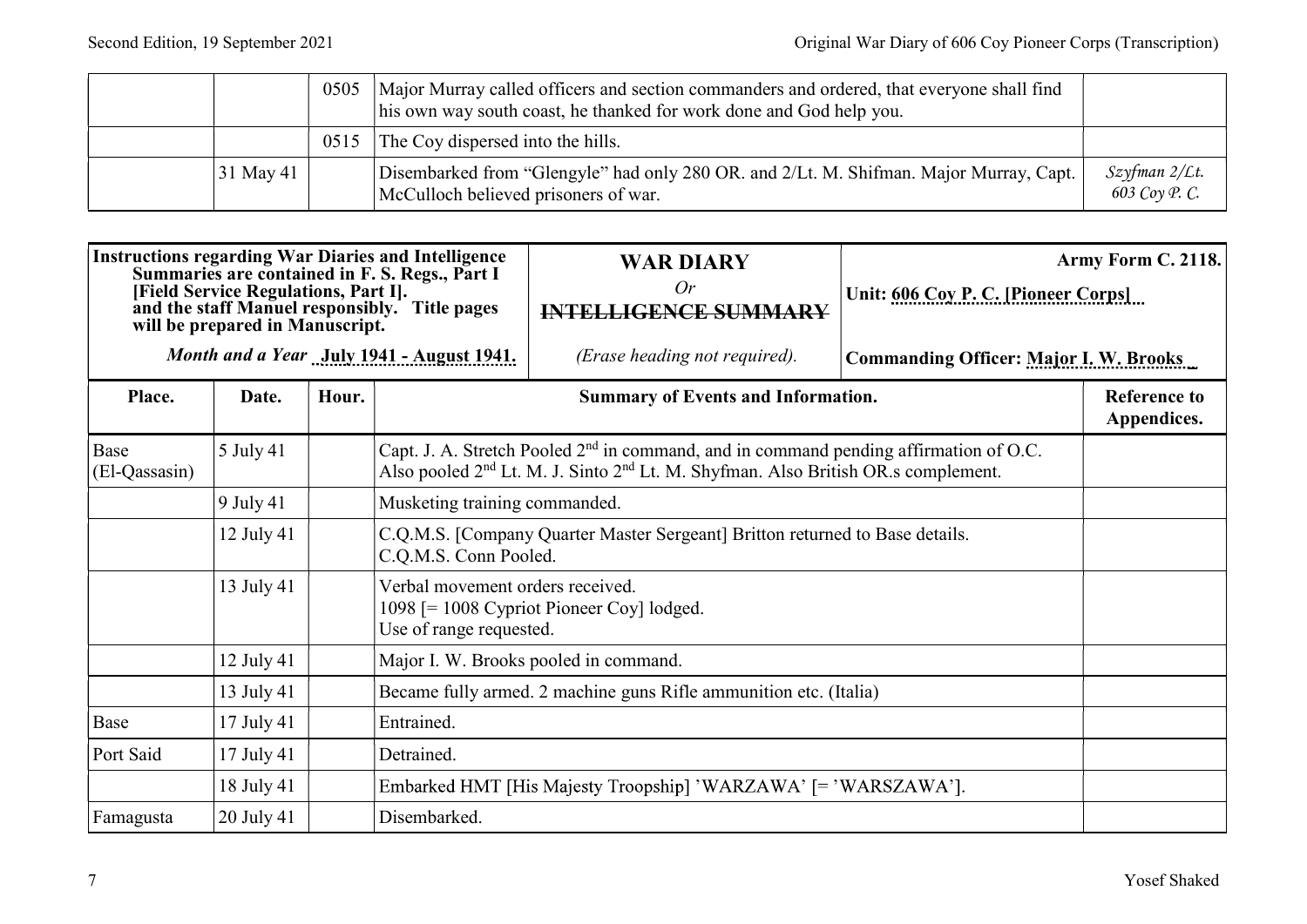| | | | | |
|---|---|---|---|---|
| | | 0505 | Major Murray called officers and section commanders and ordered, that everyone shall find his own way south coast, he thanked for work done and God help you. | |
| | | 0515 | The Coy dispersed into the hills. | |
| | 31 May 41 | | Disembarked from "Glengyle" had only 280 OR. and 2/Lt. M. Shifman. Major Murray, Capt. McCulloch believed prisoners of war. | *Szyfman 2/Lt. 603 Coy P. C.* |

| **Instructions regarding War Diaries and Intelligence Summaries are contained in F. S. Regs., Part I [Field Service Regulations, Part I]. and the staff Manuel responsibly. Title pages will be prepared in Manuscript.** | **WAR DIARY** *Or* ~~INTELLIGENCE SUMMARY~~ | **Army Form C. 2118.** **Unit: 606 Coy P. C. [Pioneer Corps]** |
|---|---|---|
| ***Month and a Year* July 1941 - August 1941.** | *(Erase heading not required).* | **Commanding Officer: Major I. W. Brooks** |

| Place. | Date. | Hour. | Summary of Events and Information. | Reference to Appendices. |
|---|---|---|---|---|
| Base (El-Qassasin) | 5 July 41 | | Capt. J. A. Stretch Pooled 2nd in command, and in command pending affirmation of O.C. Also pooled 2nd Lt. M. J. Sinto 2nd Lt. M. Shyfman. Also British OR.s complement. | |
| | 9 July 41 | | Musketing training commanded. | |
| | 12 July 41 | | C.Q.M.S. [Company Quarter Master Sergeant] Britton returned to Base details. C.Q.M.S. Conn Pooled. | |
| | 13 July 41 | | Verbal movement orders received. 1098 [= 1008 Cypriot Pioneer Coy] lodged. Use of range requested. | |
| | 12 July 41 | | Major I. W. Brooks pooled in command. | |
| | 13 July 41 | | Became fully armed. 2 machine guns Rifle ammunition etc. (Italia) | |
| Base | 17 July 41 | | Entrained. | |
| Port Said | 17 July 41 | | Detrained. | |
| | 18 July 41 | | Embarked HMT [His Majesty Troopship] 'WARZAWA' [= 'WARSZAWA']. | |
| Famagusta | 20 July 41 | | Disembarked. | |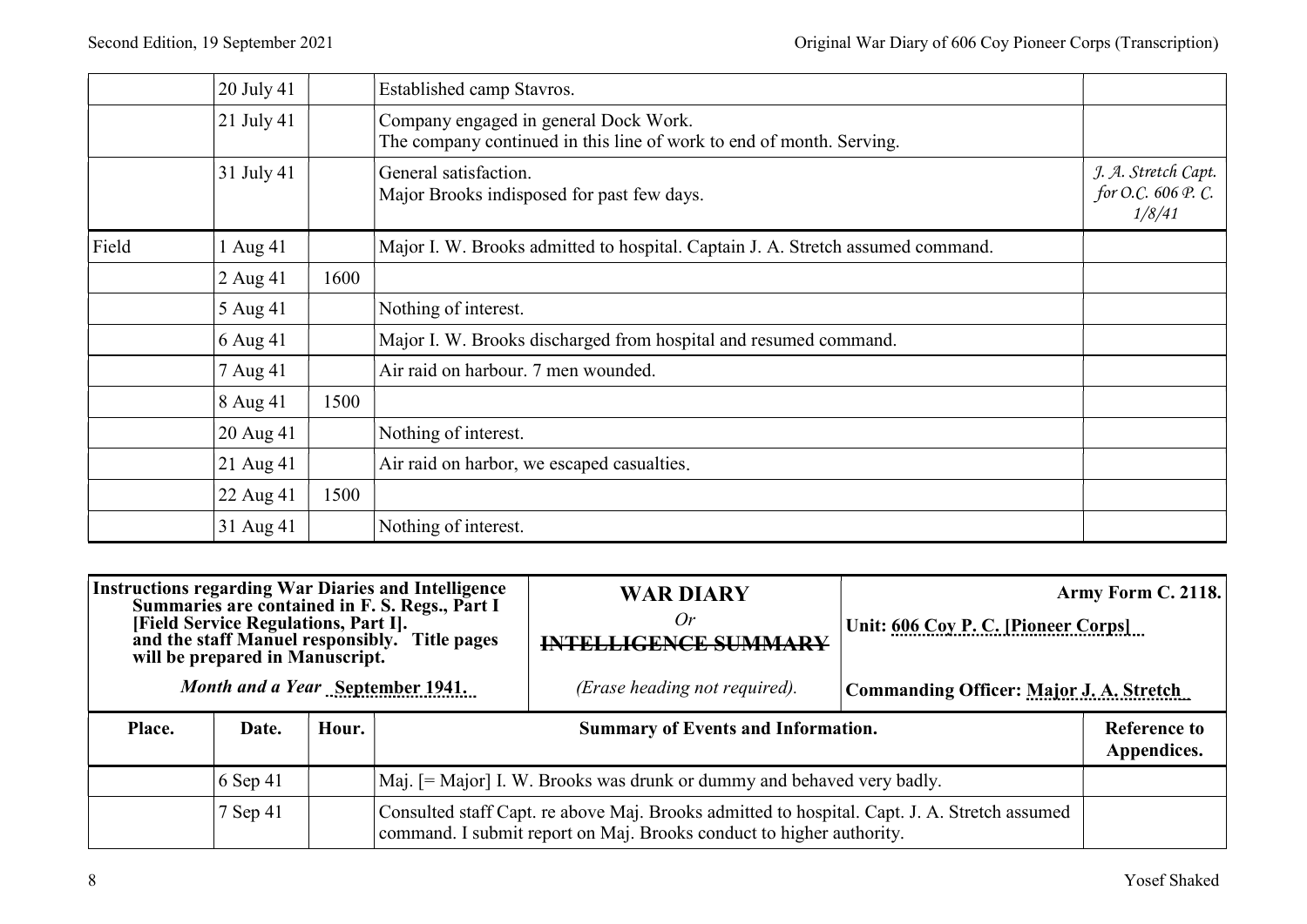| | | | | |
|---|---|---|---|---|
| | 20 July 41 | | Established camp Stavros. | |
| | 21 July 41 | | Company engaged in general Dock Work.<br>The company continued in this line of work to end of month. Serving. | |
| | 31 July 41 | | General satisfaction.<br>Major Brooks indisposed for past few days. | *J. A. Stretch Capt. for O.C. 606 P. C. 1/8/41* |
| Field | 1 Aug 41 | | Major I. W. Brooks admitted to hospital. Captain J. A. Stretch assumed command. | |
| | 2 Aug 41 | 1600 | | |
| | 5 Aug 41 | | Nothing of interest. | |
| | 6 Aug 41 | | Major I. W. Brooks discharged from hospital and resumed command. | |
| | 7 Aug 41 | | Air raid on harbour. 7 men wounded. | |
| | 8 Aug 41 | 1500 | | |
| | 20 Aug 41 | | Nothing of interest. | |
| | 21 Aug 41 | | Air raid on harbor, we escaped casualties. | |
| | 22 Aug 41 | 1500 | | |
| | 31 Aug 41 | | Nothing of interest. | |

**Instructions regarding War Diaries and Intelligence Summaries are contained in F. S. Regs., Part I [Field Service Regulations, Part I]. and the staff Manuel responsibly. Title pages will be prepared in Manuscript.**

***Month and a Year*** **September 1941.**

**WAR DIARY**
*Or*
~~**INTELLIGENCE SUMMARY**~~
*(Erase heading not required).*

**Army Form C. 2118.**

**Unit: 606 Coy P. C. [Pioneer Corps]**

**Commanding Officer: Major J. A. Stretch**

| Place. | Date. | Hour. | Summary of Events and Information. | Reference to Appendices. |
|---|---|---|---|---|
| | 6 Sep 41 | | Maj. [= Major] I. W. Brooks was drunk or dummy and behaved very badly. | |
| | 7 Sep 41 | | Consulted staff Capt. re above Maj. Brooks admitted to hospital. Capt. J. A. Stretch assumed command. I submit report on Maj. Brooks conduct to higher authority. | |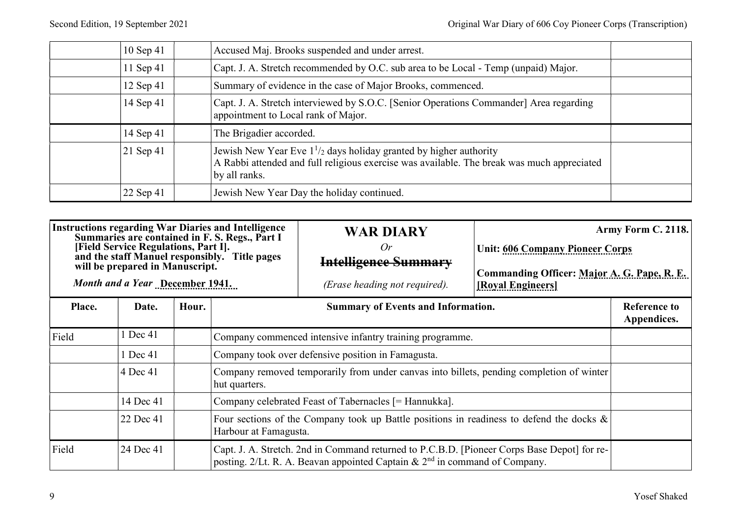| | 10 Sep 41 | | Accused Maj. Brooks suspended and under arrest. | |
|---|---|---|---|---|
| | 11 Sep 41 | | Capt. J. A. Stretch recommended by O.C. sub area to be Local - Temp (unpaid) Major. | |
| | 12 Sep 41 | | Summary of evidence in the case of Major Brooks, commenced. | |
| | 14 Sep 41 | | Capt. J. A. Stretch interviewed by S.O.C. [Senior Operations Commander] Area regarding appointment to Local rank of Major. | |
| | 14 Sep 41 | | The Brigadier accorded. | |
| | 21 Sep 41 | | Jewish New Year Eve $1^1/_2$ days holiday granted by higher authority<br>A Rabbi attended and full religious exercise was available. The break was much appreciated by all ranks. | |
| | 22 Sep 41 | | Jewish New Year Day the holiday continued. | |

**Instructions regarding War Diaries and Intelligence Summaries are contained in F. S. Regs., Part I [Field Service Regulations, Part I]. and the staff Manuel responsibly. Title pages will be prepared in Manuscript.**

***Month and a Year* December 1941.**

**WAR DIARY**

*Or*

**~~Intelligence Summary~~**

*(Erase heading not required).*

**Army Form C. 2118.**

**Unit: 606 Company Pioneer Corps**

**Commanding Officer: Major A. G. Pape, R. E. [Royal Engineers]**

| Place. | Date. | Hour. | Summary of Events and Information. | Reference to Appendices. |
|---|---|---|---|---|
| Field | 1 Dec 41 | | Company commenced intensive infantry training programme. | |
| | 1 Dec 41 | | Company took over defensive position in Famagusta. | |
| | 4 Dec 41 | | Company removed temporarily from under canvas into billets, pending completion of winter hut quarters. | |
| | 14 Dec 41 | | Company celebrated Feast of Tabernacles [= Hannukka]. | |
| | 22 Dec 41 | | Four sections of the Company took up Battle positions in readiness to defend the docks & Harbour at Famagusta. | |
| Field | 24 Dec 41 | | Capt. J. A. Stretch. 2nd in Command returned to P.C.B.D. [Pioneer Corps Base Depot] for re-posting. 2/Lt. R. A. Beavan appointed Captain & 2nd in command of Company. | |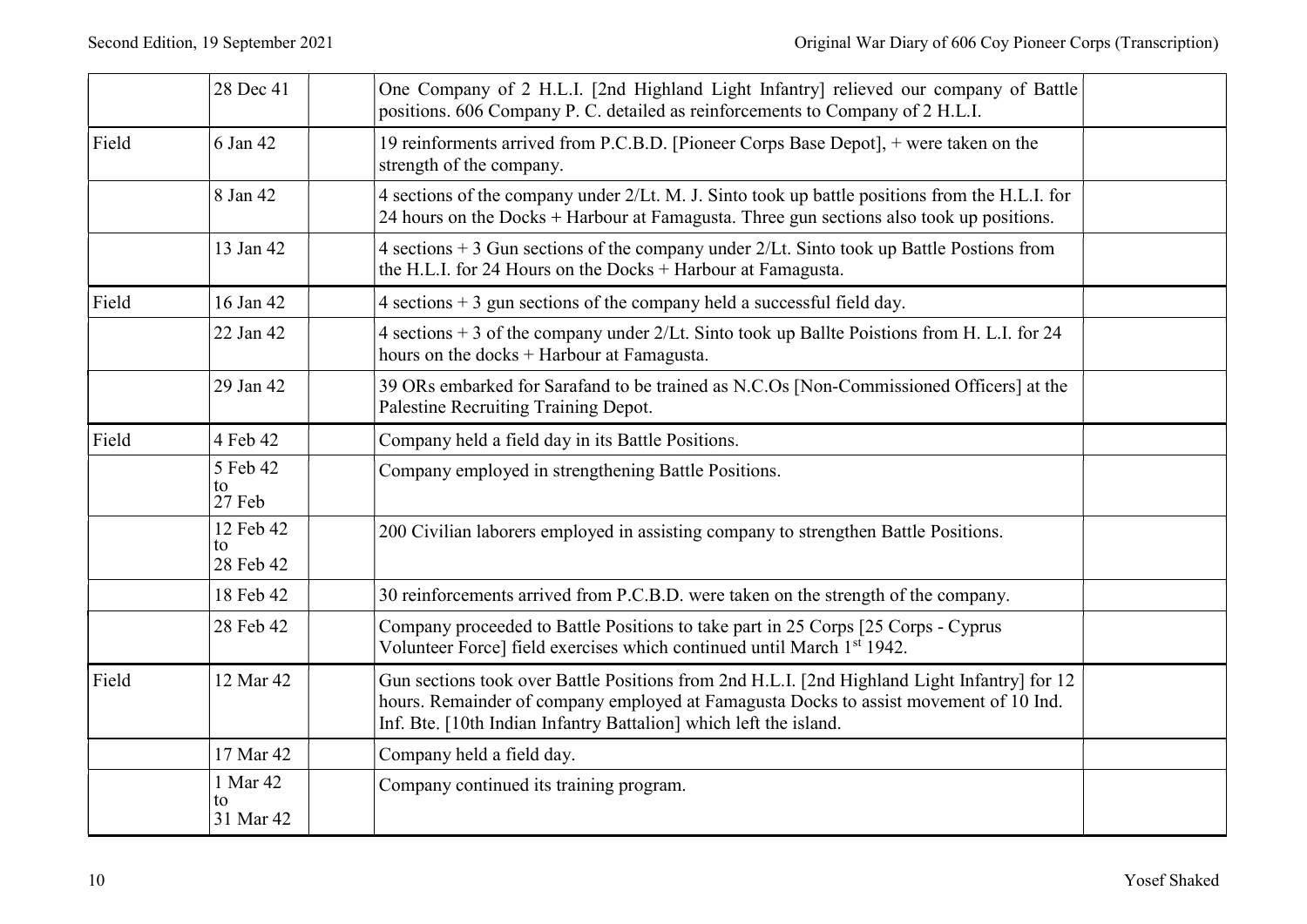|  |  |  |  |  |
|---|---|---|---|---|
|  | 28 Dec 41 |  | One Company of 2 H.L.I. [2nd Highland Light Infantry] relieved our company of Battle positions. 606 Company P. C. detailed as reinforcements to Company of 2 H.L.I. |  |
| Field | 6 Jan 42 |  | 19 reinforments arrived from P.C.B.D. [Pioneer Corps Base Depot], + were taken on the strength of the company. |  |
|  | 8 Jan 42 |  | 4 sections of the company under 2/Lt. M. J. Sinto took up battle positions from the H.L.I. for 24 hours on the Docks + Harbour at Famagusta. Three gun sections also took up positions. |  |
|  | 13 Jan 42 |  | 4 sections + 3 Gun sections of the company under 2/Lt. Sinto took up Battle Postions from the H.L.I. for 24 Hours on the Docks + Harbour at Famagusta. |  |
| Field | 16 Jan 42 |  | 4 sections + 3 gun sections of the company held a successful field day. |  |
|  | 22 Jan 42 |  | 4 sections + 3 of the company under 2/Lt. Sinto took up Ballte Poistions from H. L.I. for 24 hours on the docks + Harbour at Famagusta. |  |
|  | 29 Jan 42 |  | 39 ORs embarked for Sarafand to be trained as N.C.Os [Non-Commissioned Officers] at the Palestine Recruiting Training Depot. |  |
| Field | 4 Feb 42 |  | Company held a field day in its Battle Positions. |  |
|  | 5 Feb 42 to 27 Feb |  | Company employed in strengthening Battle Positions. |  |
|  | 12 Feb 42 to 28 Feb 42 |  | 200 Civilian laborers employed in assisting company to strengthen Battle Positions. |  |
|  | 18 Feb 42 |  | 30 reinforcements arrived from P.C.B.D. were taken on the strength of the company. |  |
|  | 28 Feb 42 |  | Company proceeded to Battle Positions to take part in 25 Corps [25 Corps - Cyprus Volunteer Force] field exercises which continued until March 1st 1942. |  |
| Field | 12 Mar 42 |  | Gun sections took over Battle Positions from 2nd H.L.I. [2nd Highland Light Infantry] for 12 hours. Remainder of company employed at Famagusta Docks to assist movement of 10 Ind. Inf. Bte. [10th Indian Infantry Battalion] which left the island. |  |
|  | 17 Mar 42 |  | Company held a field day. |  |
|  | 1 Mar 42 to 31 Mar 42 |  | Company continued its training program. |  |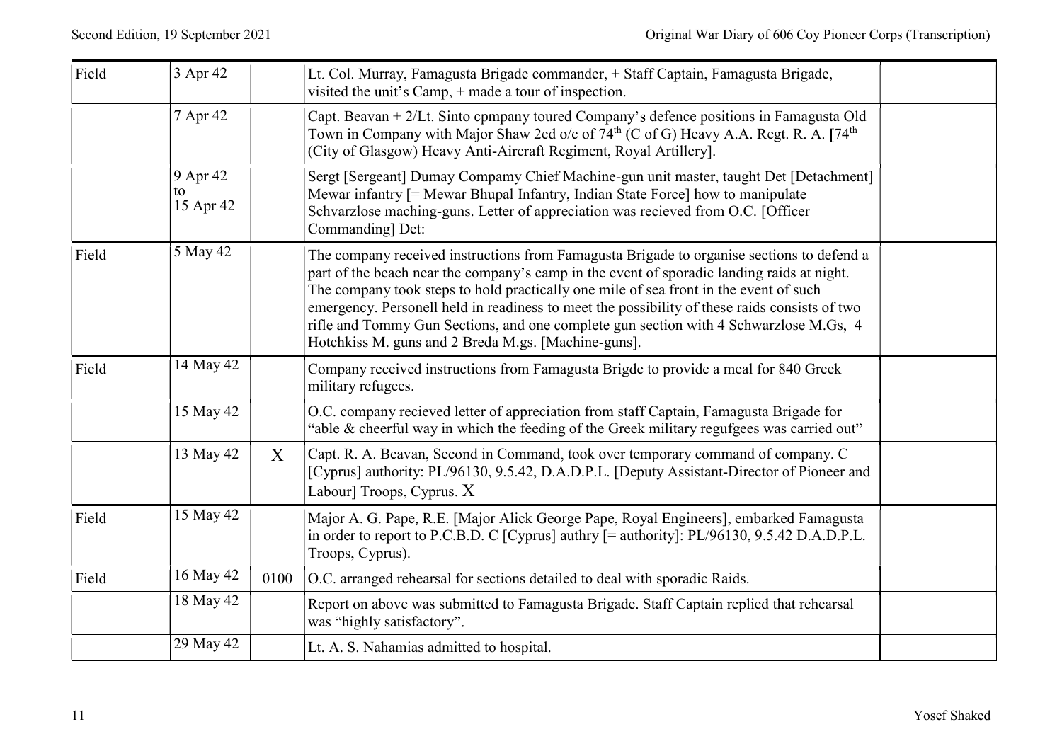| | | | | |
|---|---|---|---|---|
| Field | 3 Apr 42 | | Lt. Col. Murray, Famagusta Brigade commander, + Staff Captain, Famagusta Brigade, visited the unit's Camp, + made a tour of inspection. | |
| | 7 Apr 42 | | Capt. Beavan + 2/Lt. Sinto cpmpany toured Company's defence positions in Famagusta Old Town in Company with Major Shaw 2ed o/c of 74th (C of G) Heavy A.A. Regt. R. A. [74th (City of Glasgow) Heavy Anti-Aircraft Regiment, Royal Artillery]. | |
| | 9 Apr 42 to 15 Apr 42 | | Sergt [Sergeant] Dumay Compamy Chief Machine-gun unit master, taught Det [Detachment] Mewar infantry [= Mewar Bhupal Infantry, Indian State Force] how to manipulate Schvarzlose maching-guns. Letter of appreciation was recieved from O.C. [Officer Commanding] Det: | |
| Field | 5 May 42 | | The company received instructions from Famagusta Brigade to organise sections to defend a part of the beach near the company's camp in the event of sporadic landing raids at night. The company took steps to hold practically one mile of sea front in the event of such emergency. Personell held in readiness to meet the possibility of these raids consists of two rifle and Tommy Gun Sections, and one complete gun section with 4 Schwarzlose M.Gs, 4 Hotchkiss M. guns and 2 Breda M.gs. [Machine-guns]. | |
| Field | 14 May 42 | | Company received instructions from Famagusta Brigde to provide a meal for 840 Greek military refugees. | |
| | 15 May 42 | | O.C. company recieved letter of appreciation from staff Captain, Famagusta Brigade for "able & cheerful way in which the feeding of the Greek military regufgees was carried out" | |
| | 13 May 42 | X | Capt. R. A. Beavan, Second in Command, took over temporary command of company. C [Cyprus] authority: PL/96130, 9.5.42, D.A.D.P.L. [Deputy Assistant-Director of Pioneer and Labour] Troops, Cyprus. X | |
| Field | 15 May 42 | | Major A. G. Pape, R.E. [Major Alick George Pape, Royal Engineers], embarked Famagusta in order to report to P.C.B.D. C [Cyprus] authry [= authority]: PL/96130, 9.5.42 D.A.D.P.L. Troops, Cyprus). | |
| Field | 16 May 42 | 0100 | O.C. arranged rehearsal for sections detailed to deal with sporadic Raids. | |
| | 18 May 42 | | Report on above was submitted to Famagusta Brigade. Staff Captain replied that rehearsal was "highly satisfactory". | |
| | 29 May 42 | | Lt. A. S. Nahamias admitted to hospital. | |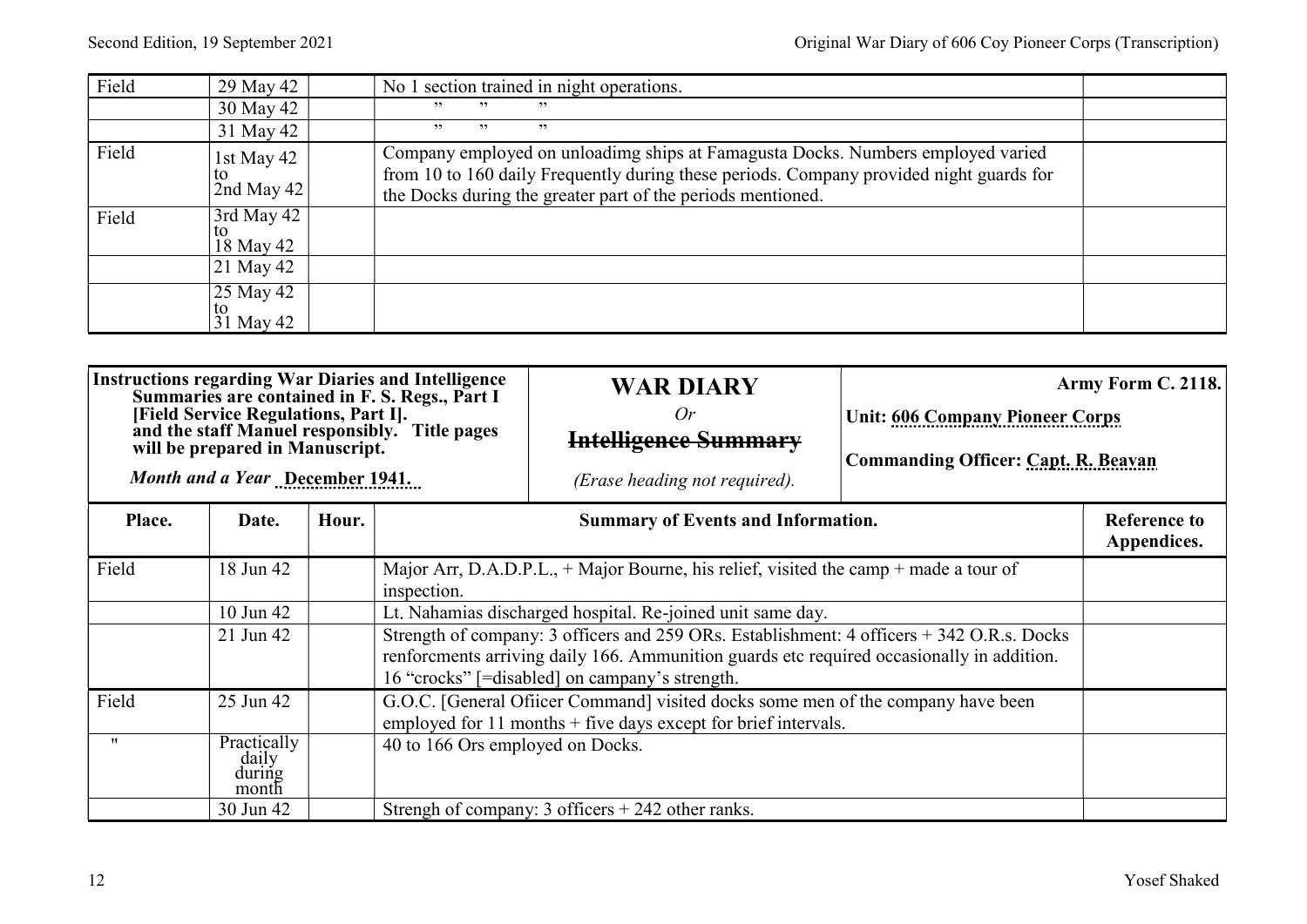| | | | | |
|---|---|---|---|---|
| Field | 29 May 42 | | No 1 section trained in night operations. | |
| | 30 May 42 | | ” ” ” | |
| | 31 May 42 | | ” ” ” | |
| Field | 1st May 42 to 2nd May 42 | | Company employed on unloadimg ships at Famagusta Docks. Numbers employed varied from 10 to 160 daily Frequently during these periods. Company provided night guards for the Docks during the greater part of the periods mentioned. | |
| Field | 3rd May 42 to 18 May 42 | | | |
| | 21 May 42 | | | |
| | 25 May 42 to 31 May 42 | | | |

**Instructions regarding War Diaries and Intelligence Summaries are contained in F. S. Regs., Part I [Field Service Regulations, Part I]. and the staff Manuel responsibly. Title pages will be prepared in Manuscript.**

***Month and a Year*** **December 1941.**

**WAR DIARY**

*Or*

**~~Intelligence Summary~~**

*(Erase heading not required).*

**Army Form C. 2118.**

**Unit: 606 Company Pioneer Corps**

**Commanding Officer: Capt. R. Beavan**

| Place. | Date. | Hour. | Summary of Events and Information. | Reference to Appendices. |
|---|---|---|---|---|
| Field | 18 Jun 42 | | Major Arr, D.A.D.P.L., + Major Bourne, his relief, visited the camp + made a tour of inspection. | |
| | 10 Jun 42 | | Lt. Nahamias discharged hospital. Re-joined unit same day. | |
| | 21 Jun 42 | | Strength of company: 3 officers and 259 ORs. Establishment: 4 officers + 342 O.R.s. Docks renforcments arriving daily 166. Ammunition guards etc required occasionally in addition. 16 “crocks” [=disabled] on campany’s strength. | |
| Field | 25 Jun 42 | | G.O.C. [General Ofiicer Command] visited docks some men of the company have been employed for 11 months + five days except for brief intervals. | |
| " | Practically daily during month | | 40 to 166 Ors employed on Docks. | |
| | 30 Jun 42 | | Strengh of company: 3 officers + 242 other ranks. | |